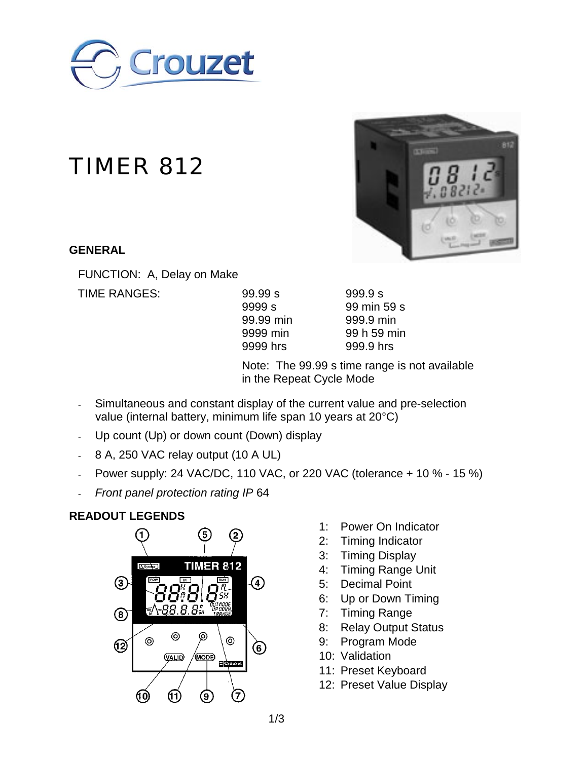# TIMER 812

## GENERAL

FUNCTION: A, Delay on Make

TIME RANGES:

| | |
|---|---|
| 99.99 s | 999.9 s |
| 9999 s | 99 min 59 s |
| 99.99 min | 999.9 min |
| 9999 min | 99 h 59 min |
| 9999 hrs | 999.9 hrs |

Note: The 99.99 s time range is not available in the Repeat Cycle Mode

- Simultaneous and constant display of the current value and pre-selection value (internal battery, minimum life span 10 years at 20°C)
- Up count (Up) or down count (Down) display
- 8 A, 250 VAC relay output (10 A UL)
- Power supply: 24 VAC/DC, 110 VAC, or 220 VAC (tolerance + 10 % - 15 %)
- *Front panel protection rating IP* 64

## READOUT LEGENDS

1: Power On Indicator
2: Timing Indicator
3: Timing Display
4: Timing Range Unit
5: Decimal Point
6: Up or Down Timing
7: Timing Range
8: Relay Output Status
9: Program Mode
10: Validation
11: Preset Keyboard
12: Preset Value Display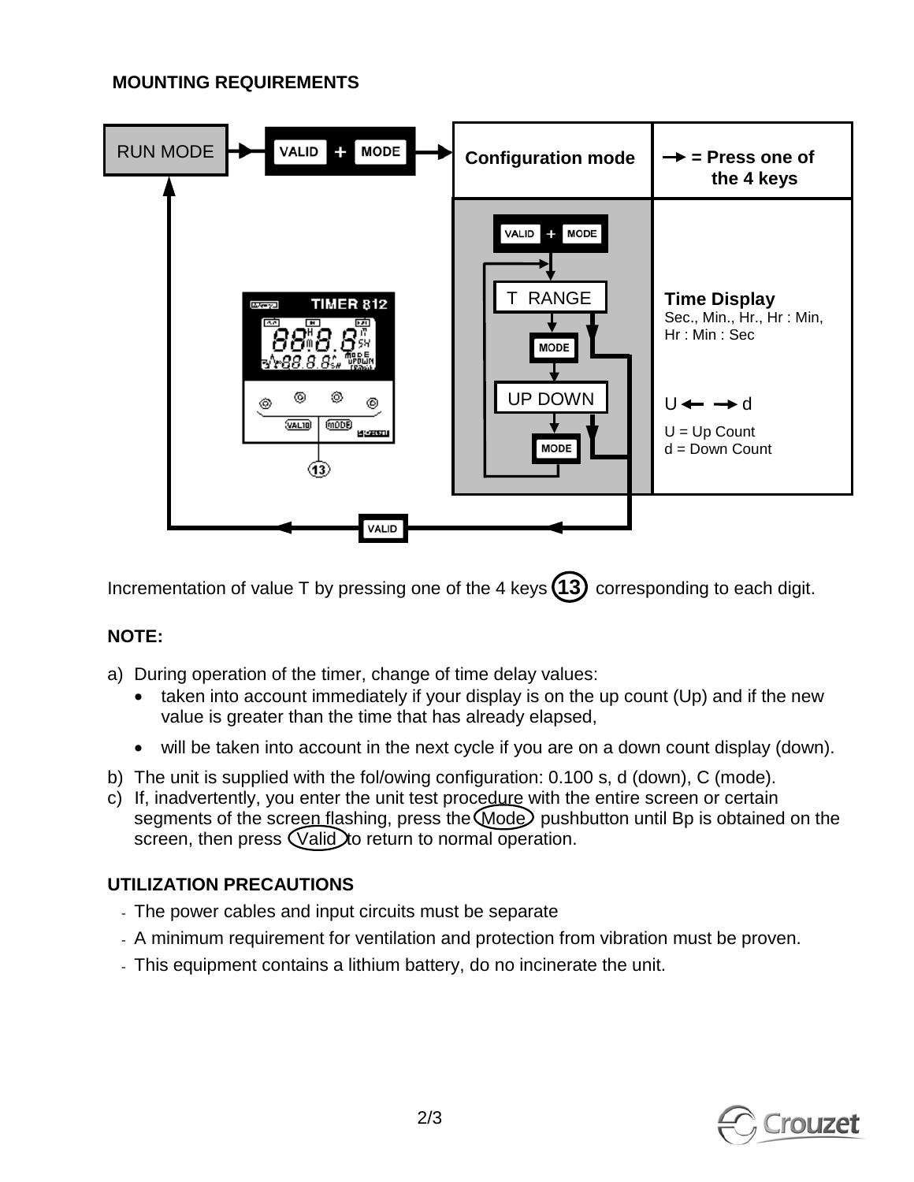## MOUNTING REQUIREMENTS

RUN MODE → VALID + MODE → Configuration mode

→ = Press one of the 4 keys

VALID + MODE

T RANGE → MODE → UP DOWN → MODE

**Time Display**
Sec., Min., Hr., Hr : Min, Hr : Min : Sec

U ← → d
U = Up Count
d = Down Count

VALID

TIMER 812

Incrementation of value T by pressing one of the 4 keys (13) corresponding to each digit.

**NOTE:**

a) During operation of the timer, change of time delay values:
   - taken into account immediately if your display is on the up count (Up) and if the new value is greater than the time that has already elapsed,
   - will be taken into account in the next cycle if you are on a down count display (down).

b) The unit is supplied with the fol/owing configuration: 0.100 s, d (down), C (mode).

c) If, inadvertently, you enter the unit test procedure with the entire screen or certain segments of the screen flashing, press the Mode pushbutton until Bp is obtained on the screen, then press Valid to return to normal operation.

**UTILIZATION PRECAUTIONS**

- The power cables and input circuits must be separate
- A minimum requirement for ventilation and protection from vibration must be proven.
- This equipment contains a lithium battery, do no incinerate the unit.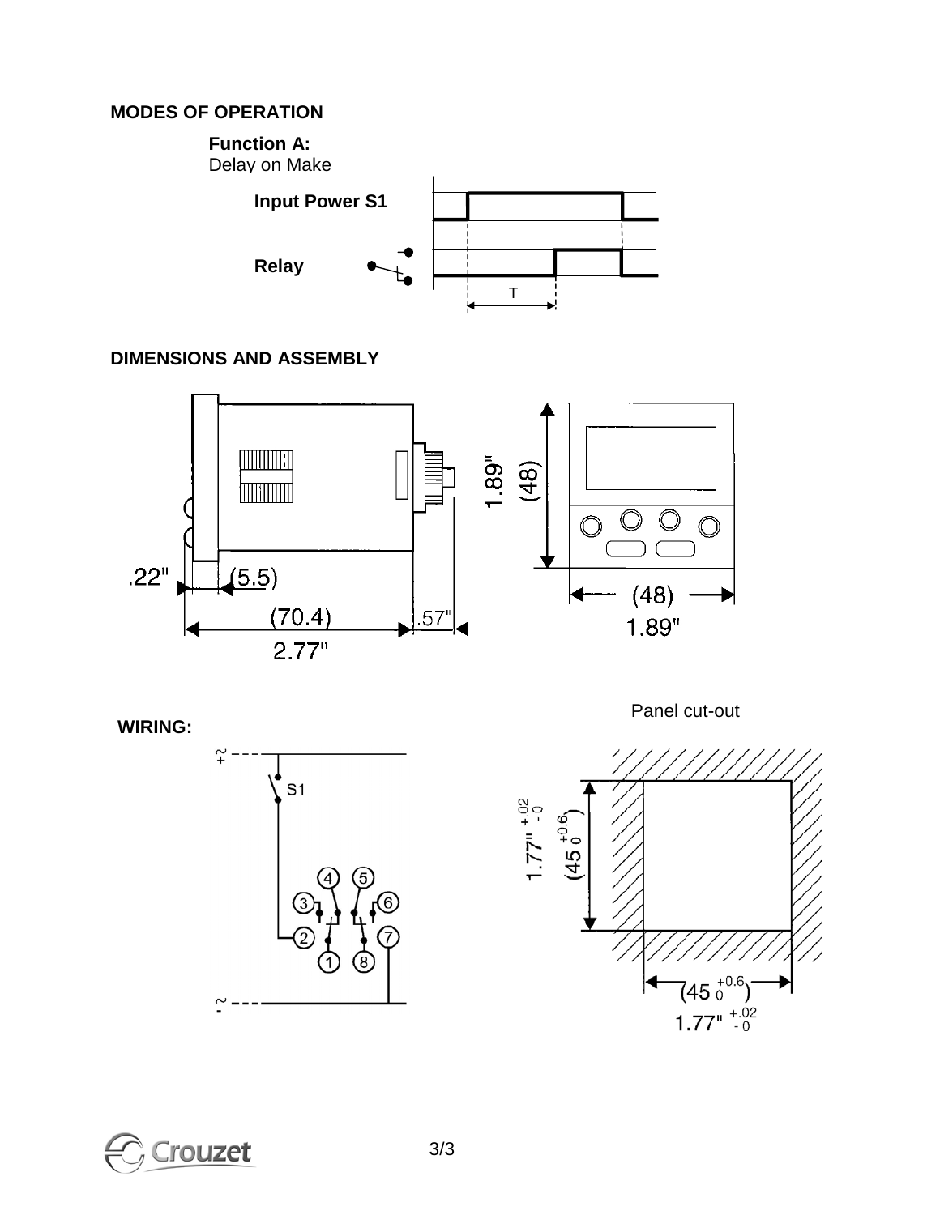## MODES OF OPERATION

**Function A:**
Delay on Make

**Input Power S1**

**Relay**

T

## DIMENSIONS AND ASSEMBLY

.22" (5.5)

(70.4)
2.77"

.57"

1.89" (48)

(48)
1.89"

**WIRING:**

+~

S1

4 5
3 6
2 7
1 8

-~

Panel cut-out

1.77" $^{+.02}_{-0}$ ($45^{+0.6}_{0}$)

($45^{+0.6}_{0}$)
1.77" $^{+.02}_{-0}$